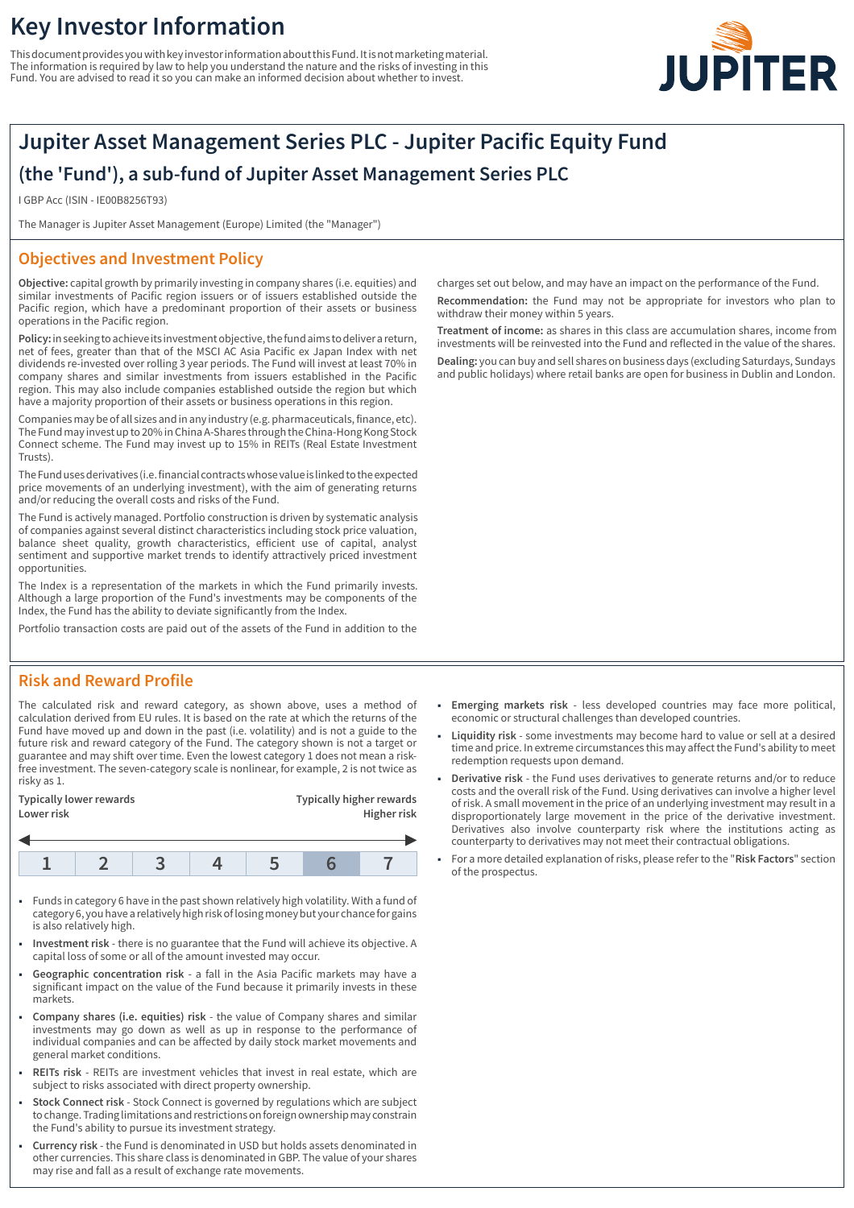# Key Investor Information

This document provides you with key investor information about this Fund. It is not marketing material. The information is required by law to help you understand the nature and the risks of investing in this Fund. You are advised to read it so you can make an informed decision about whether to invest.

## Jupiter Asset Management Series PLC - Jupiter Pacific Equity Fund

### (the 'Fund'), a sub-fund of Jupiter Asset Management Series PLC

I GBP Acc (ISIN - IE00B8256T93)

The Manager is Jupiter Asset Management (Europe) Limited (the "Manager")

## Objectives and Investment Policy

**Objective:** capital growth by primarily investing in company shares (i.e. equities) and similar investments of Pacific region issuers or of issuers established outside the Pacific region, which have a predominant proportion of their assets or business operations in the Pacific region.

**Policy:** in seeking to achieve its investment objective, the fund aims to deliver a return, net of fees, greater than that of the MSCI AC Asia Pacific ex Japan Index with net dividends re-invested over rolling 3 year periods. The Fund will invest at least 70% in company shares and similar investments from issuers established in the Pacific region. This may also include companies established outside the region but which have a majority proportion of their assets or business operations in this region.

Companies may be of all sizes and in any industry (e.g. pharmaceuticals, finance, etc). The Fund may invest up to 20% in China A-Shares through the China-Hong Kong Stock Connect scheme. The Fund may invest up to 15% in REITs (Real Estate Investment Trusts).

The Fund uses derivatives (i.e. financial contracts whose value is linked to the expected price movements of an underlying investment), with the aim of generating returns and/or reducing the overall costs and risks of the Fund.

The Fund is actively managed. Portfolio construction is driven by systematic analysis of companies against several distinct characteristics including stock price valuation, balance sheet quality, growth characteristics, efficient use of capital, analyst sentiment and supportive market trends to identify attractively priced investment opportunities.

The Index is a representation of the markets in which the Fund primarily invests. Although a large proportion of the Fund's investments may be components of the Index, the Fund has the ability to deviate significantly from the Index.

Portfolio transaction costs are paid out of the assets of the Fund in addition to the charges set out below, and may have an impact on the performance of the Fund.

**Recommendation:** the Fund may not be appropriate for investors who plan to withdraw their money within 5 years.

**Treatment of income:** as shares in this class are accumulation shares, income from investments will be reinvested into the Fund and reflected in the value of the shares.

**Dealing:** you can buy and sell shares on business days (excluding Saturdays, Sundays and public holidays) where retail banks are open for business in Dublin and London.

## Risk and Reward Profile

The calculated risk and reward category, as shown above, uses a method of calculation derived from EU rules. It is based on the rate at which the returns of the Fund have moved up and down in the past (i.e. volatility) and is not a guide to the future risk and reward category of the Fund. The category shown is not a target or guarantee and may shift over time. Even the lowest category 1 does not mean a risk-free investment. The seven-category scale is nonlinear, for example, 2 is not twice as risky as 1.

| Typically lower rewards<br>Lower risk | | | | | | Typically higher rewards<br>Higher risk |
|---|---|---|---|---|---|---|
| 1 | 2 | 3 | 4 | 5 | **6** | 7 |

- Funds in category 6 have in the past shown relatively high volatility. With a fund of category 6, you have a relatively high risk of losing money but your chance for gains is also relatively high.
- **Investment risk** - there is no guarantee that the Fund will achieve its objective. A capital loss of some or all of the amount invested may occur.
- **Geographic concentration risk** - a fall in the Asia Pacific markets may have a significant impact on the value of the Fund because it primarily invests in these markets.
- **Company shares (i.e. equities) risk** - the value of Company shares and similar investments may go down as well as up in response to the performance of individual companies and can be affected by daily stock market movements and general market conditions.
- **REITs risk** - REITs are investment vehicles that invest in real estate, which are subject to risks associated with direct property ownership.
- **Stock Connect risk** - Stock Connect is governed by regulations which are subject to change. Trading limitations and restrictions on foreign ownership may constrain the Fund's ability to pursue its investment strategy.
- **Currency risk** - the Fund is denominated in USD but holds assets denominated in other currencies. This share class is denominated in GBP. The value of your shares may rise and fall as a result of exchange rate movements.
- **Emerging markets risk** - less developed countries may face more political, economic or structural challenges than developed countries.
- **Liquidity risk** - some investments may become hard to value or sell at a desired time and price. In extreme circumstances this may affect the Fund's ability to meet redemption requests upon demand.
- **Derivative risk** - the Fund uses derivatives to generate returns and/or to reduce costs and the overall risk of the Fund. Using derivatives can involve a higher level of risk. A small movement in the price of an underlying investment may result in a disproportionately large movement in the price of the derivative investment. Derivatives also involve counterparty risk where the institutions acting as counterparty to derivatives may not meet their contractual obligations.
- For a more detailed explanation of risks, please refer to the "**Risk Factors**" section of the prospectus.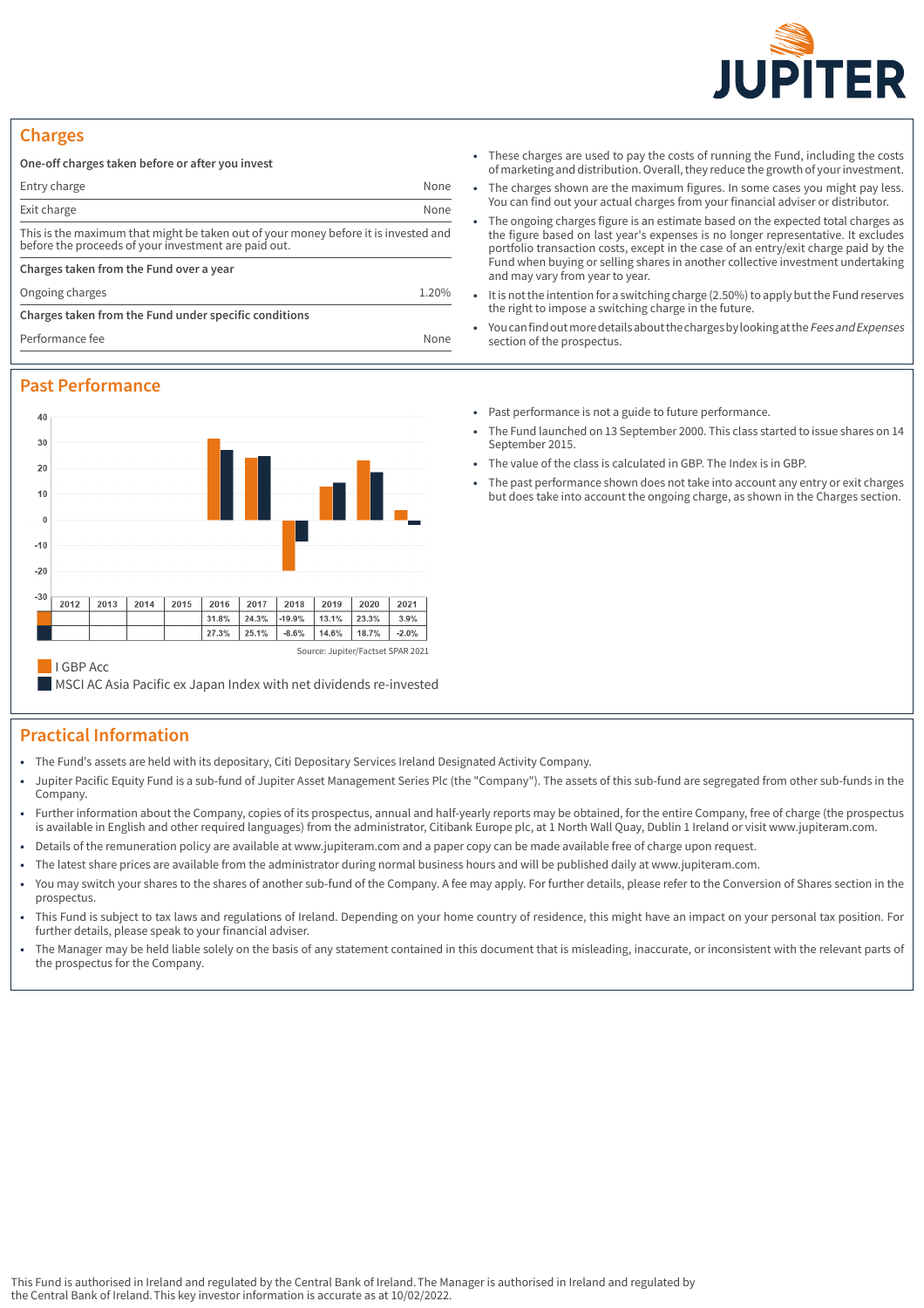## Charges

| One-off charges taken before or after you invest | |
|---|---|
| Entry charge | None |
| Exit charge | None |
| This is the maximum that might be taken out of your money before it is invested and before the proceeds of your investment are paid out. | |
| **Charges taken from the Fund over a year** | |
| Ongoing charges | 1.20% |
| **Charges taken from the Fund under specific conditions** | |
| Performance fee | None |

- These charges are used to pay the costs of running the Fund, including the costs of marketing and distribution. Overall, they reduce the growth of your investment.
- The charges shown are the maximum figures. In some cases you might pay less. You can find out your actual charges from your financial adviser or distributor.
- The ongoing charges figure is an estimate based on the expected total charges as the figure based on last year's expenses is no longer representative. It excludes portfolio transaction costs, except in the case of an entry/exit charge paid by the Fund when buying or selling shares in another collective investment undertaking and may vary from year to year.
- It is not the intention for a switching charge (2.50%) to apply but the Fund reserves the right to impose a switching charge in the future.
- You can find out more details about the charges by looking at the *Fees and Expenses* section of the prospectus.

## Past Performance

40
30
20
10
0
-10
-20
-30

2012 2013 2014 2015 2016 2017 2018 2019 2020 2021

31.8% 24.3% -19.9% 13.1% 23.3% 3.9%

27.3% 25.1% -8.6% 14.6% 18.7% -2.0%

Source: Jupiter/Factset SPAR 2021

I GBP Acc

MSCI AC Asia Pacific ex Japan Index with net dividends re-invested

- Past performance is not a guide to future performance.
- The Fund launched on 13 September 2000. This class started to issue shares on 14 September 2015.
- The value of the class is calculated in GBP. The Index is in GBP.
- The past performance shown does not take into account any entry or exit charges but does take into account the ongoing charge, as shown in the Charges section.

## Practical Information

- The Fund's assets are held with its depositary, Citi Depositary Services Ireland Designated Activity Company.
- Jupiter Pacific Equity Fund is a sub-fund of Jupiter Asset Management Series Plc (the "Company"). The assets of this sub-fund are segregated from other sub-funds in the Company.
- Further information about the Company, copies of its prospectus, annual and half-yearly reports may be obtained, for the entire Company, free of charge (the prospectus is available in English and other required languages) from the administrator, Citibank Europe plc, at 1 North Wall Quay, Dublin 1 Ireland or visit www.jupiteram.com.
- Details of the remuneration policy are available at www.jupiteram.com and a paper copy can be made available free of charge upon request.
- The latest share prices are available from the administrator during normal business hours and will be published daily at www.jupiteram.com.
- You may switch your shares to the shares of another sub-fund of the Company. A fee may apply. For further details, please refer to the Conversion of Shares section in the prospectus.
- This Fund is subject to tax laws and regulations of Ireland. Depending on your home country of residence, this might have an impact on your personal tax position. For further details, please speak to your financial adviser.
- The Manager may be held liable solely on the basis of any statement contained in this document that is misleading, inaccurate, or inconsistent with the relevant parts of the prospectus for the Company.

This Fund is authorised in Ireland and regulated by the Central Bank of Ireland. The Manager is authorised in Ireland and regulated by the Central Bank of Ireland. This key investor information is accurate as at 10/02/2022.